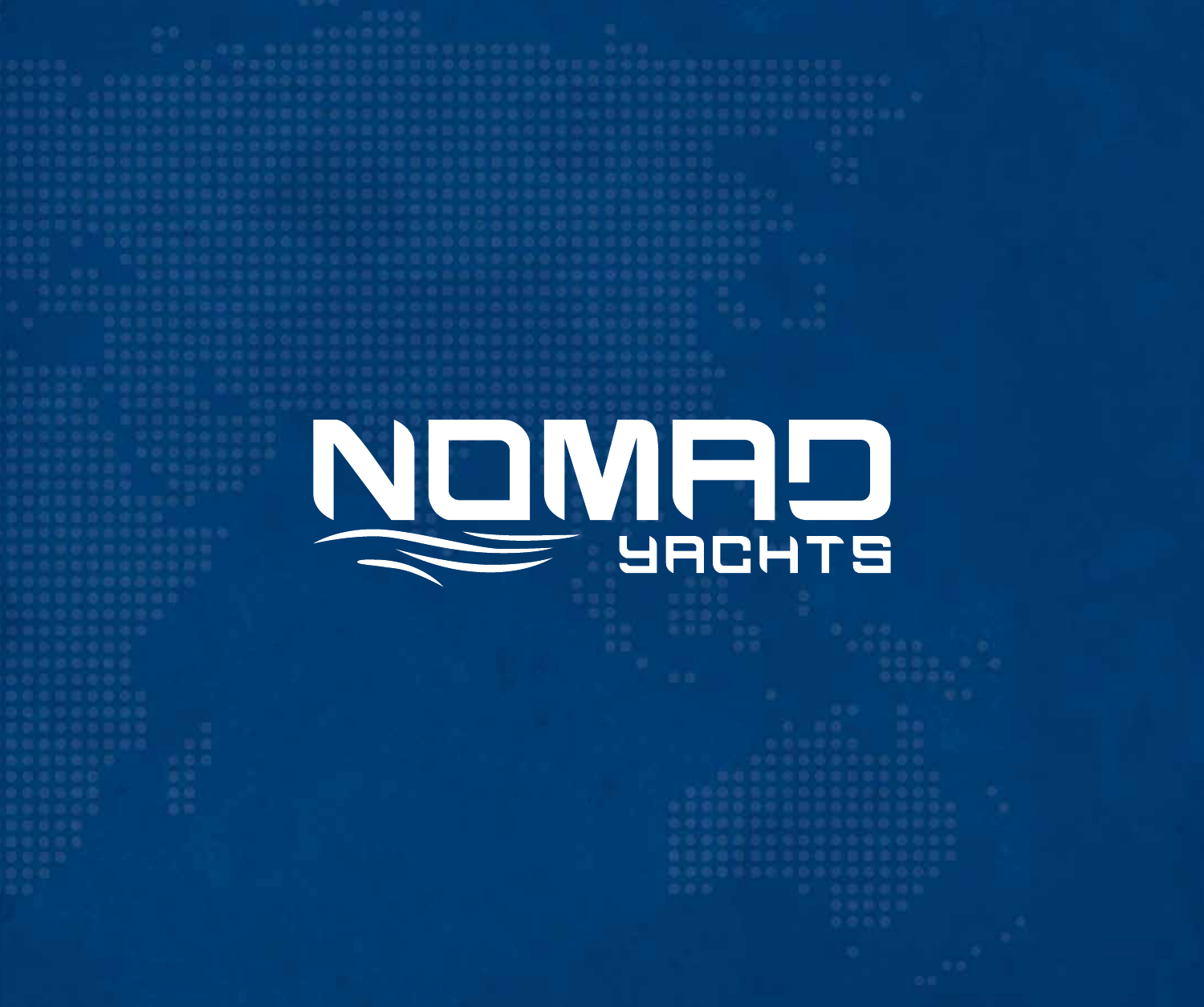# NOMAD

YACHTS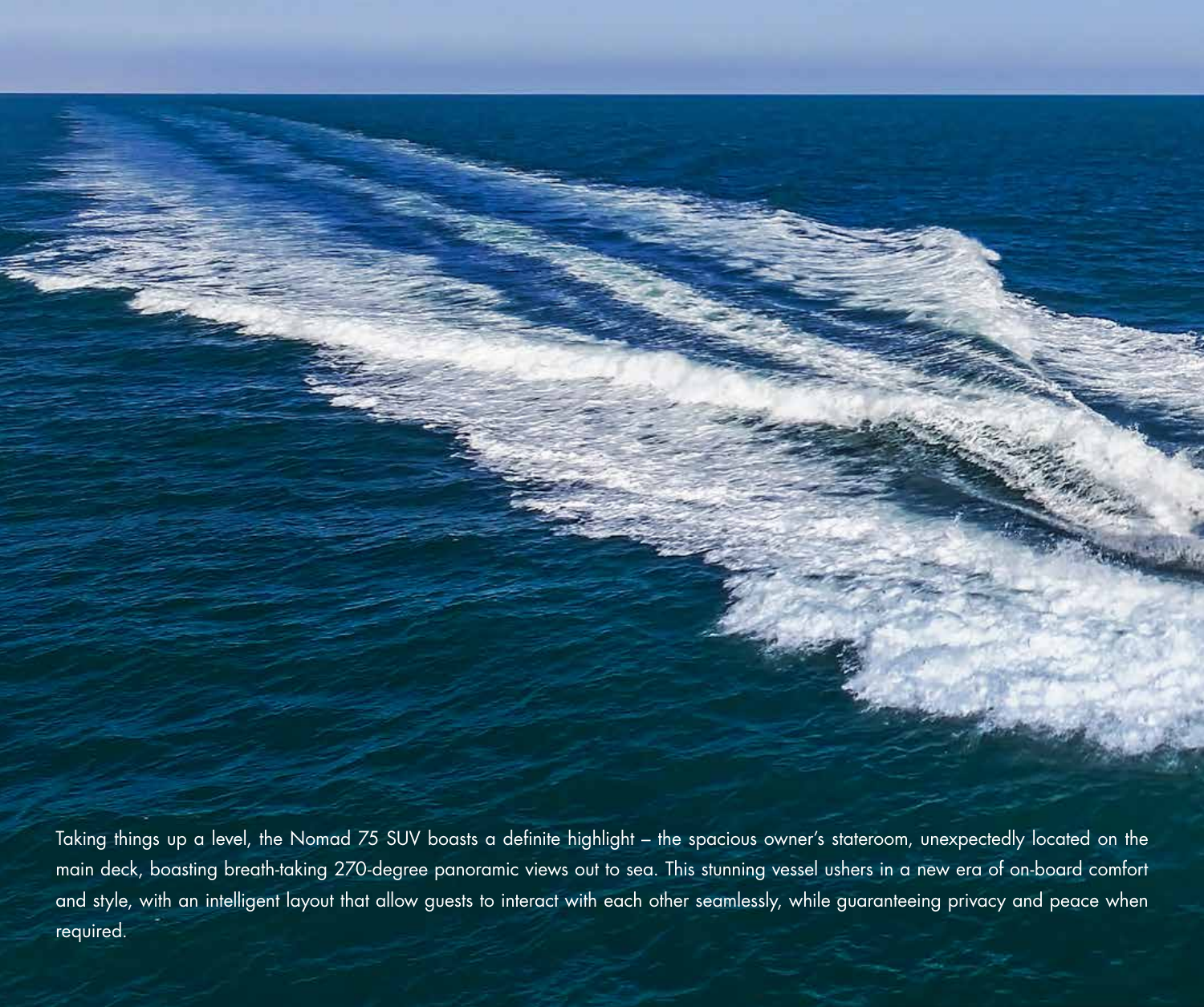Taking things up a level, the Nomad 75 SUV boasts a definite highlight – the spacious owner's stateroom, unexpectedly located on the main deck, boasting breath-taking 270-degree panoramic views out to sea. This stunning vessel ushers in a new era of on-board comfort and style, with an intelligent layout that allow guests to interact with each other seamlessly, while guaranteeing privacy and peace when required.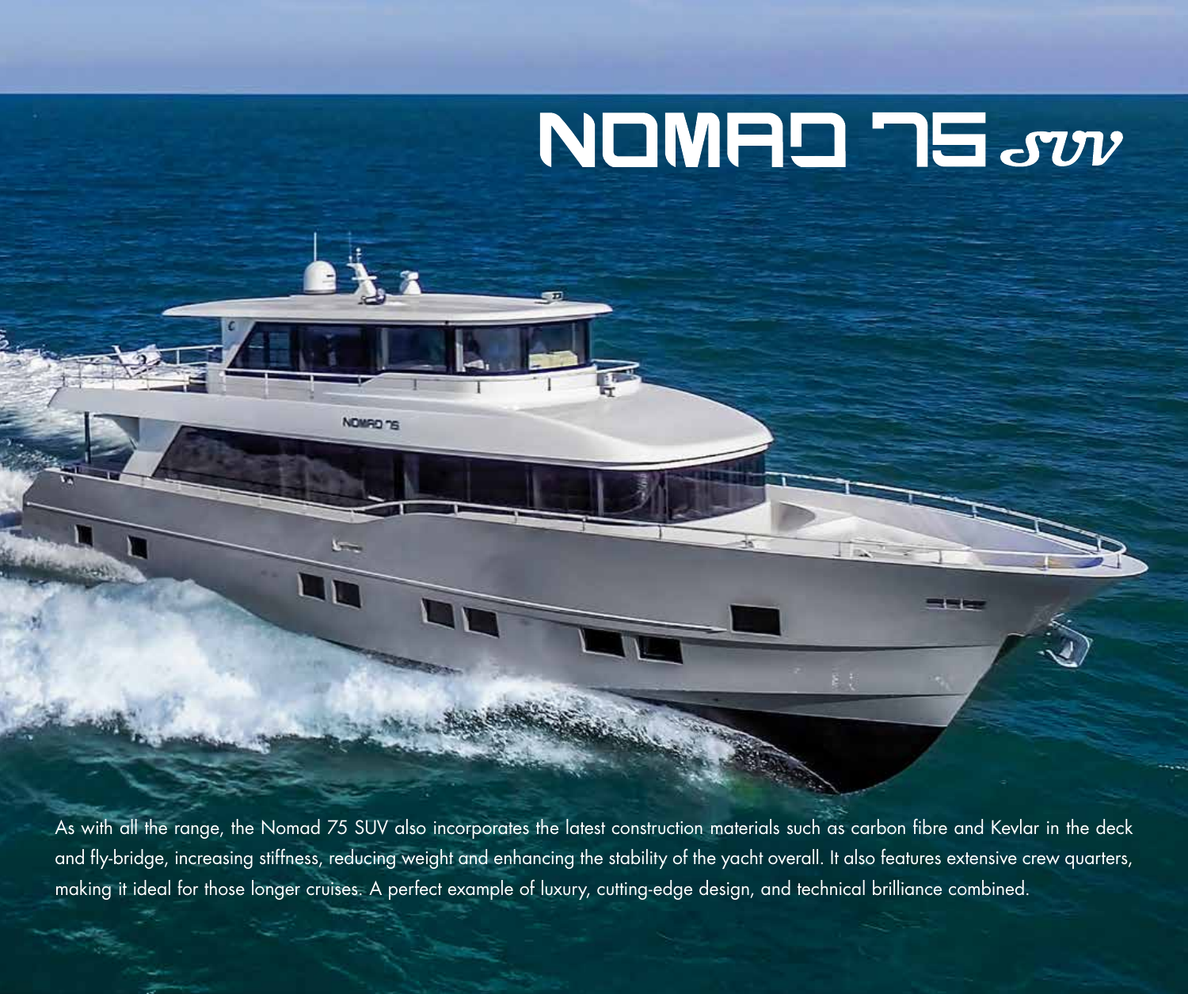# NOMAD 75 SUV

As with all the range, the Nomad 75 SUV also incorporates the latest construction materials such as carbon fibre and Kevlar in the deck and fly-bridge, increasing stiffness, reducing weight and enhancing the stability of the yacht overall. It also features extensive crew quarters, making it ideal for those longer cruises. A perfect example of luxury, cutting-edge design, and technical brilliance combined.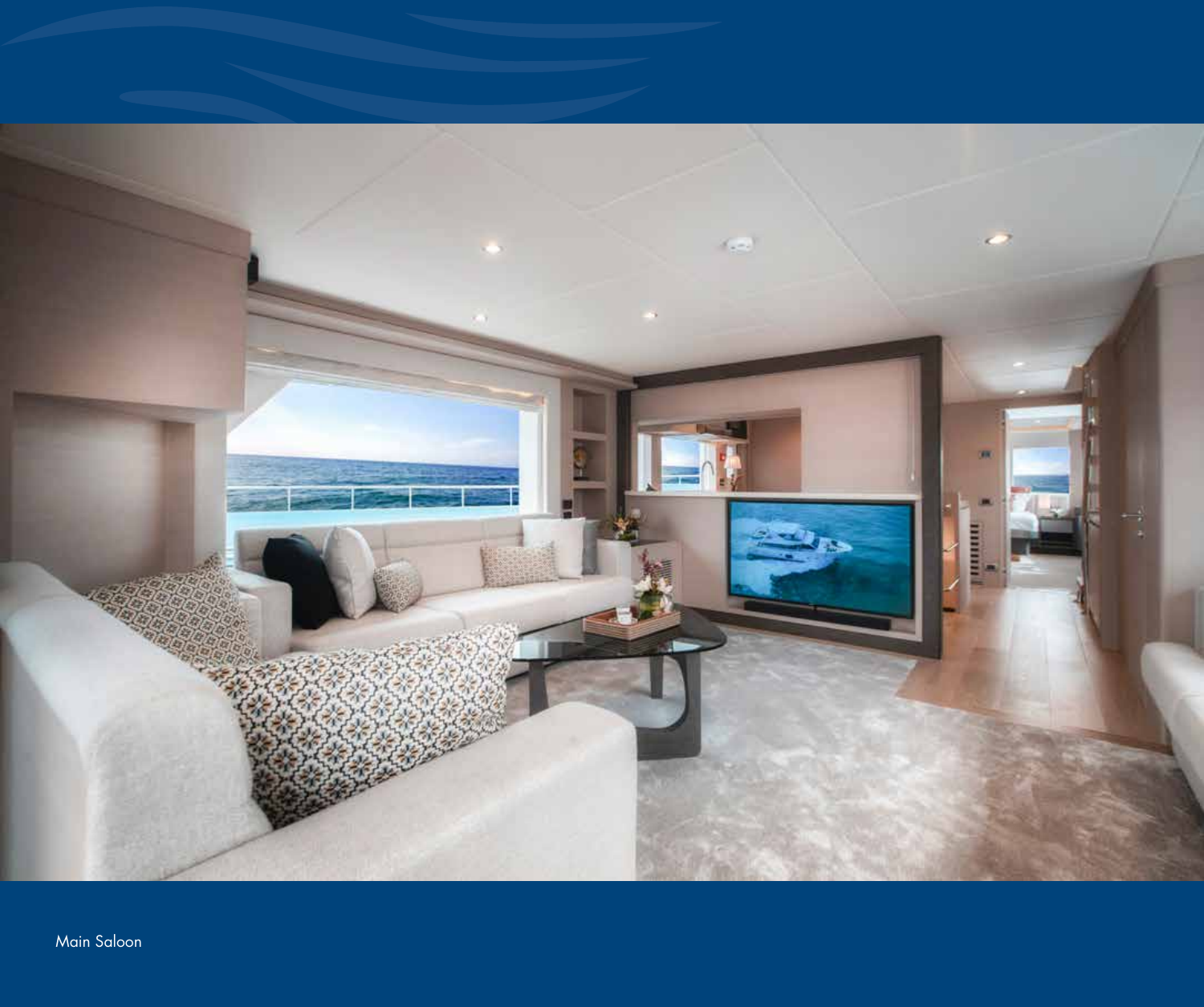Main Saloon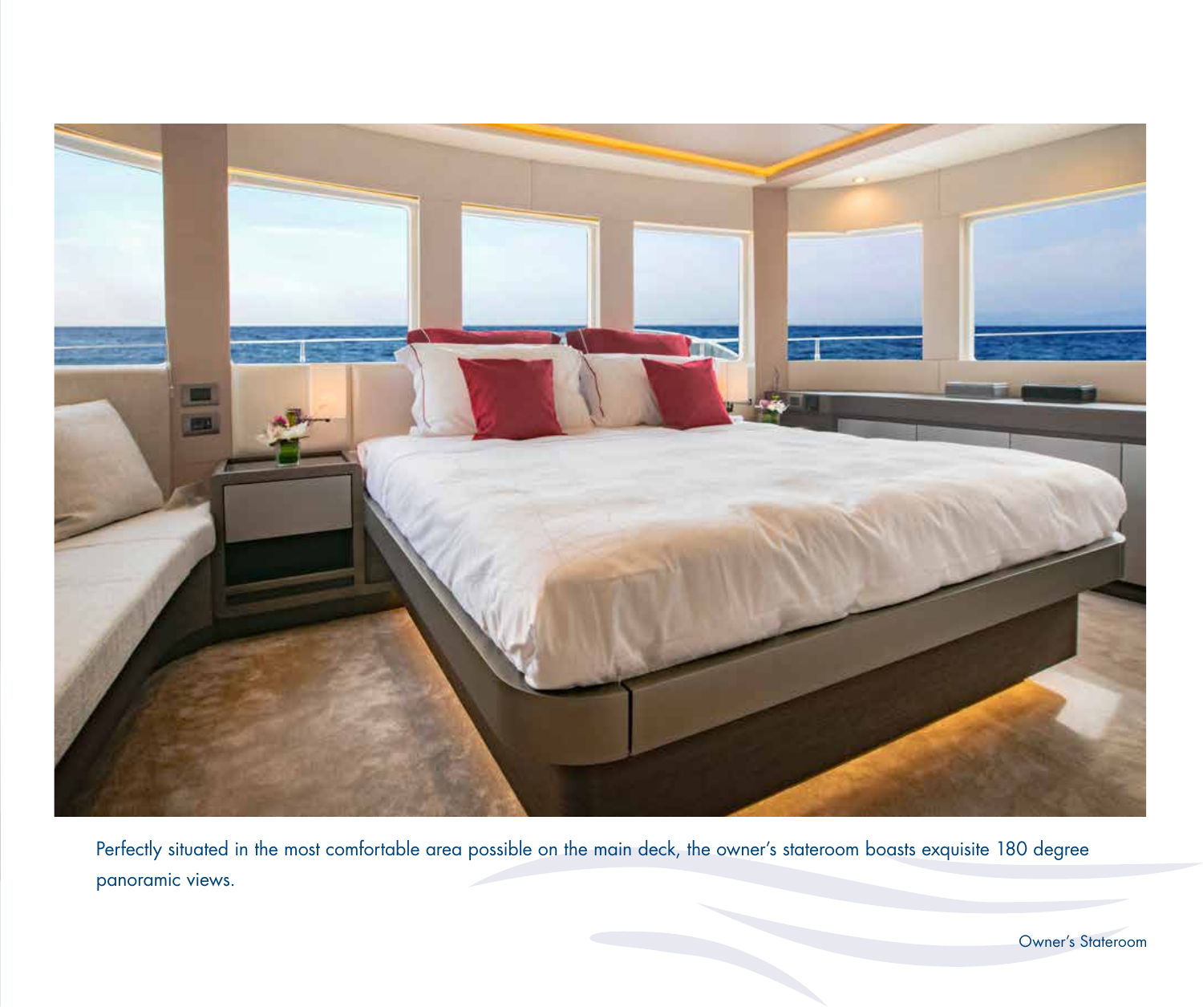Perfectly situated in the most comfortable area possible on the main deck, the owner's stateroom boasts exquisite 180 degree panoramic views.

Owner's Stateroom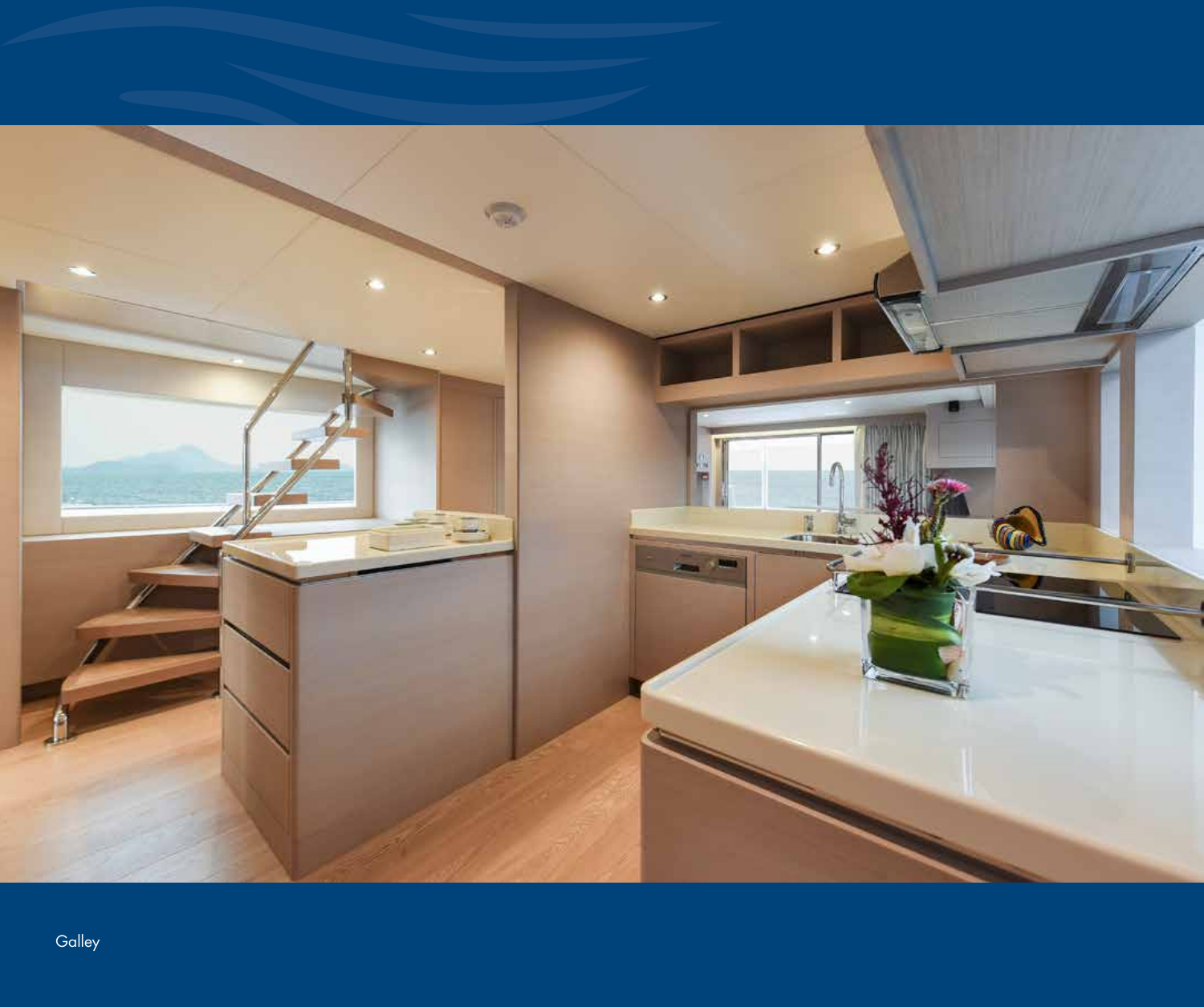Galley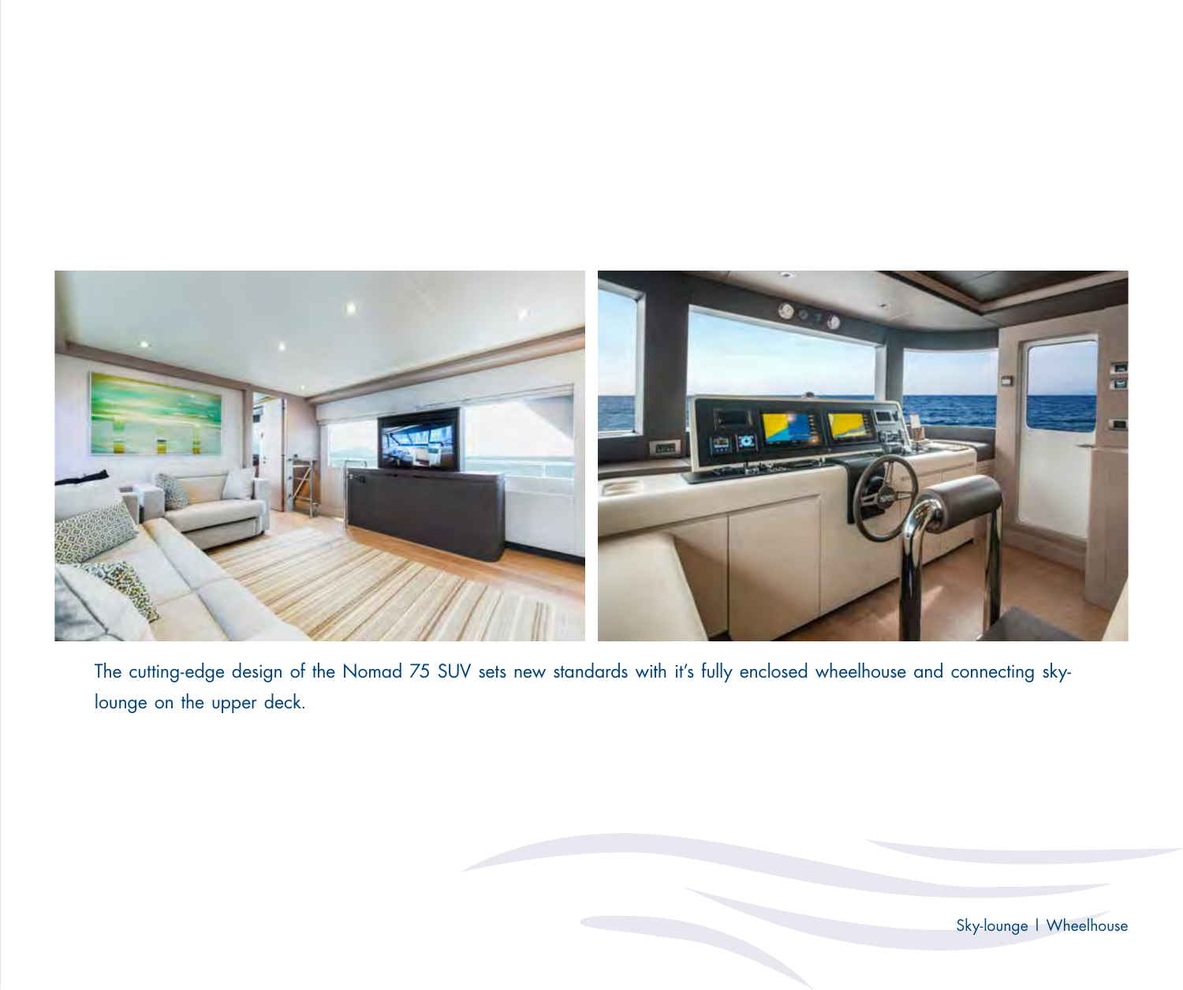The cutting-edge design of the Nomad 75 SUV sets new standards with it's fully enclosed wheelhouse and connecting sky-lounge on the upper deck.

Sky-lounge I Wheelhouse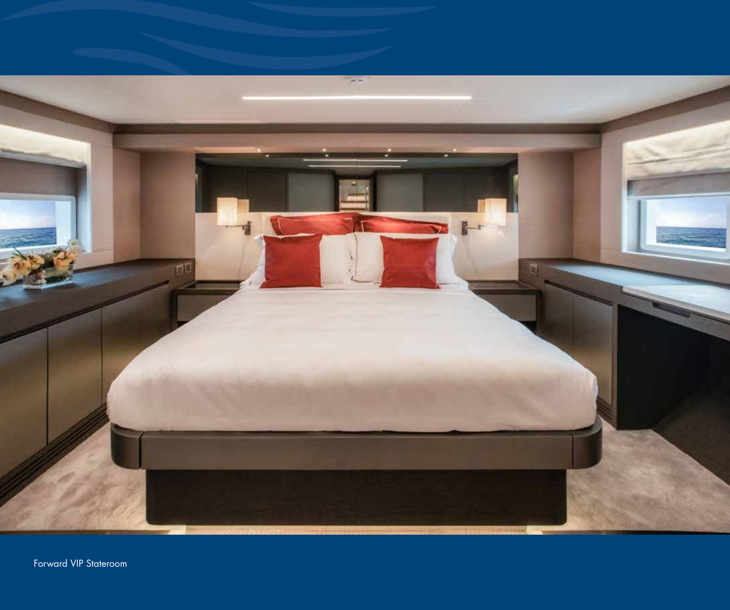Forward VIP Stateroom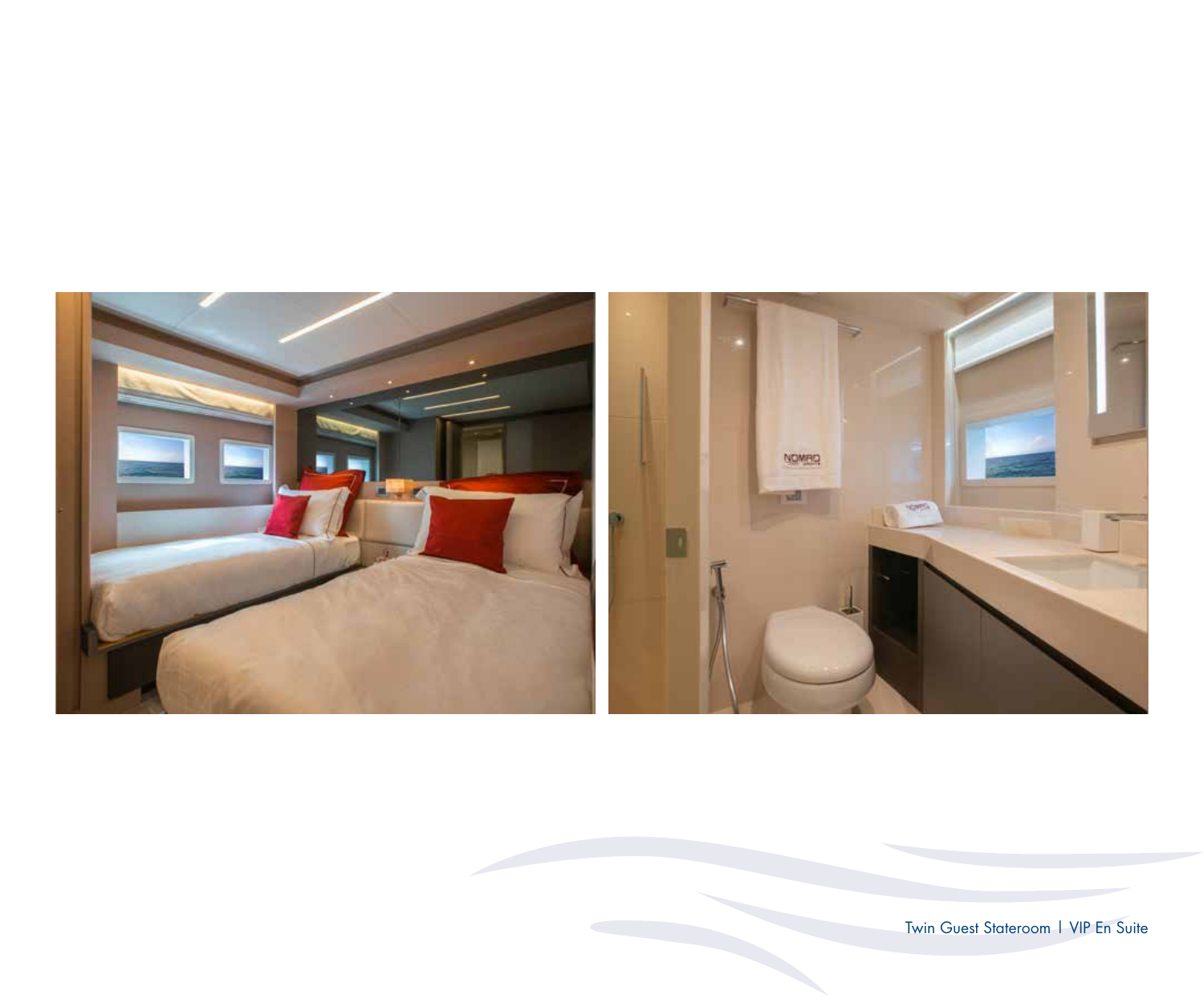Twin Guest Stateroom | VIP En Suite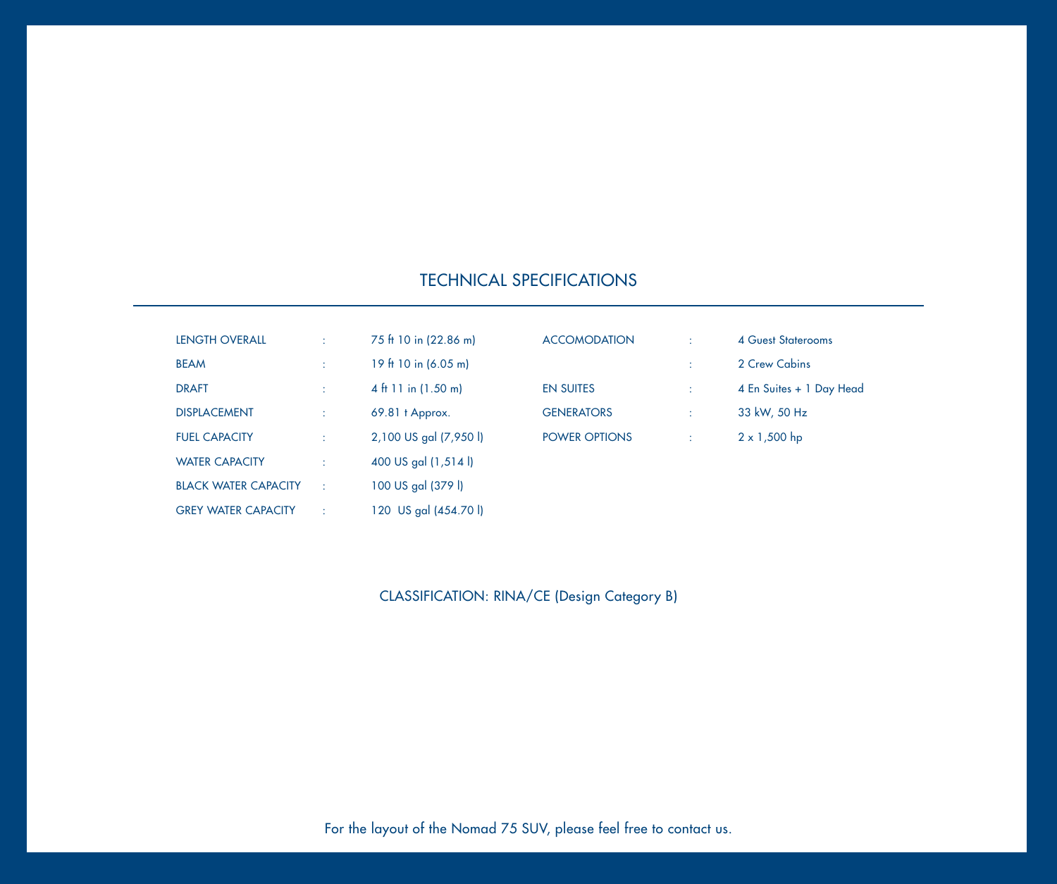## TECHNICAL SPECIFICATIONS

| | | | | | |
|---|---|---|---|---|---|
| LENGTH OVERALL | : | 75 ft 10 in (22.86 m) | ACCOMODATION | : | 4 Guest Staterooms |
| BEAM | : | 19 ft 10 in (6.05 m) | | : | 2 Crew Cabins |
| DRAFT | : | 4 ft 11 in (1.50 m) | EN SUITES | : | 4 En Suites + 1 Day Head |
| DISPLACEMENT | : | 69.81 t Approx. | GENERATORS | : | 33 kW, 50 Hz |
| FUEL CAPACITY | : | 2,100 US gal (7,950 l) | POWER OPTIONS | : | 2 x 1,500 hp |
| WATER CAPACITY | : | 400 US gal (1,514 l) | | | |
| BLACK WATER CAPACITY | : | 100 US gal (379 l) | | | |
| GREY WATER CAPACITY | : | 120 US gal (454.70 l) | | | |

CLASSIFICATION: RINA/CE (Design Category B)

For the layout of the Nomad 75 SUV, please feel free to contact us.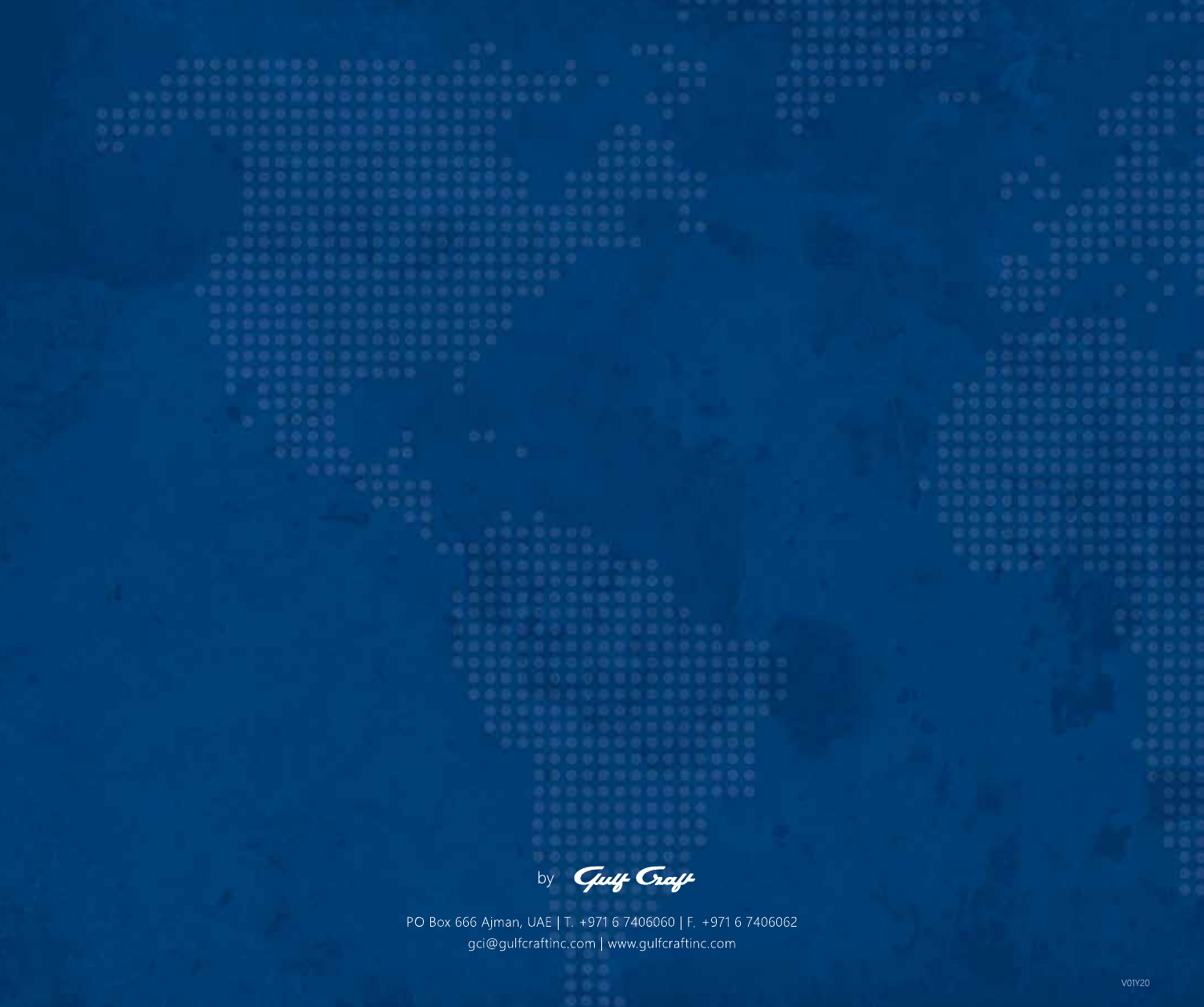by Gulf Craft

PO Box 666 Ajman, UAE | T. +971 6 7406060 | F. +971 6 7406062
gci@gulfcraftinc.com | www.gulfcraftinc.com

V01Y20